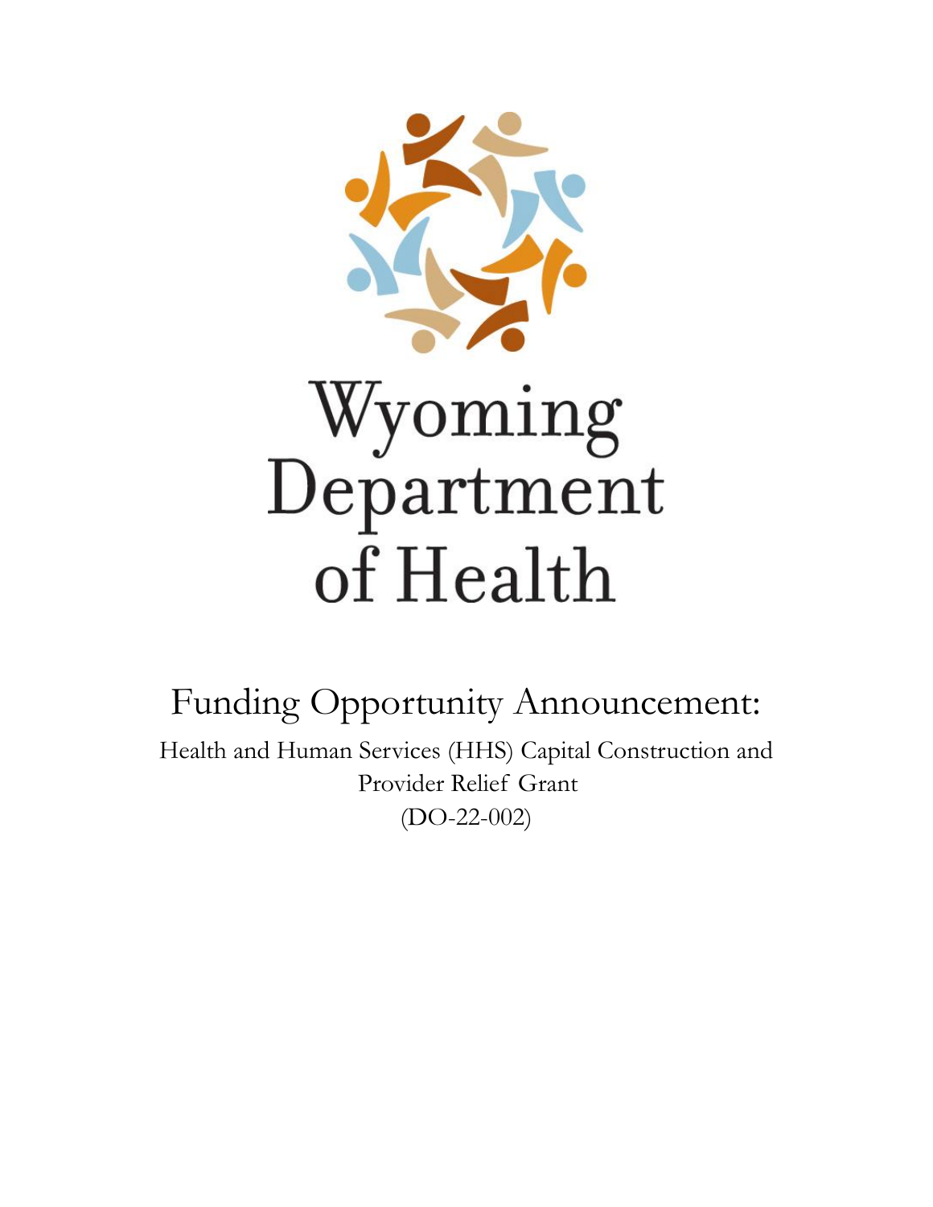# Wyoming Department of Health

## Funding Opportunity Announcement:

Health and Human Services (HHS) Capital Construction and Provider Relief Grant
(DO-22-002)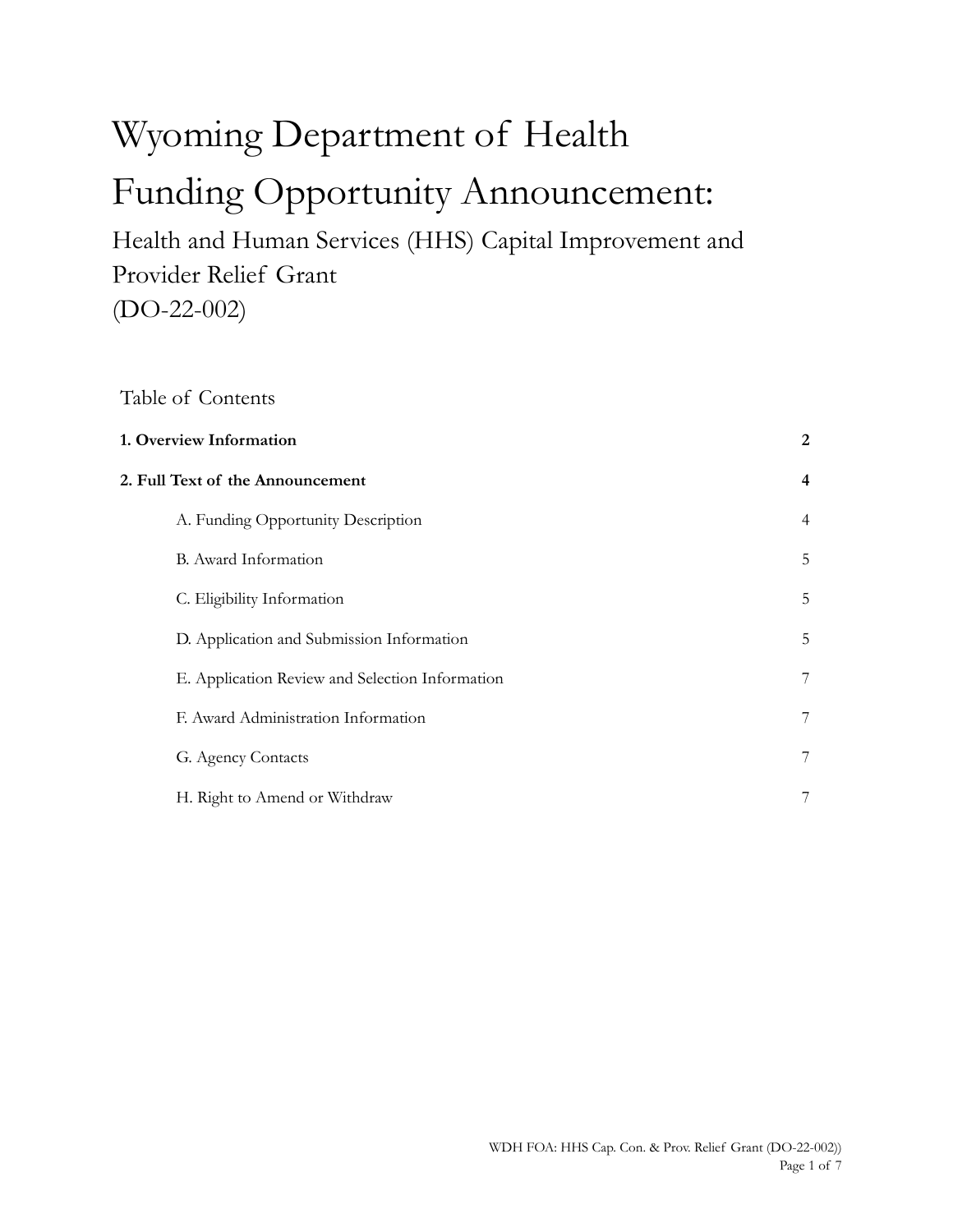# Wyoming Department of Health

# Funding Opportunity Announcement:

## Health and Human Services (HHS) Capital Improvement and Provider Relief Grant (DO-22-002)

Table of Contents

| | |
|---|---|
| **1. Overview Information** | **2** |
| **2. Full Text of the Announcement** | **4** |
| A. Funding Opportunity Description | 4 |
| B. Award Information | 5 |
| C. Eligibility Information | 5 |
| D. Application and Submission Information | 5 |
| E. Application Review and Selection Information | 7 |
| F. Award Administration Information | 7 |
| G. Agency Contacts | 7 |
| H. Right to Amend or Withdraw | 7 |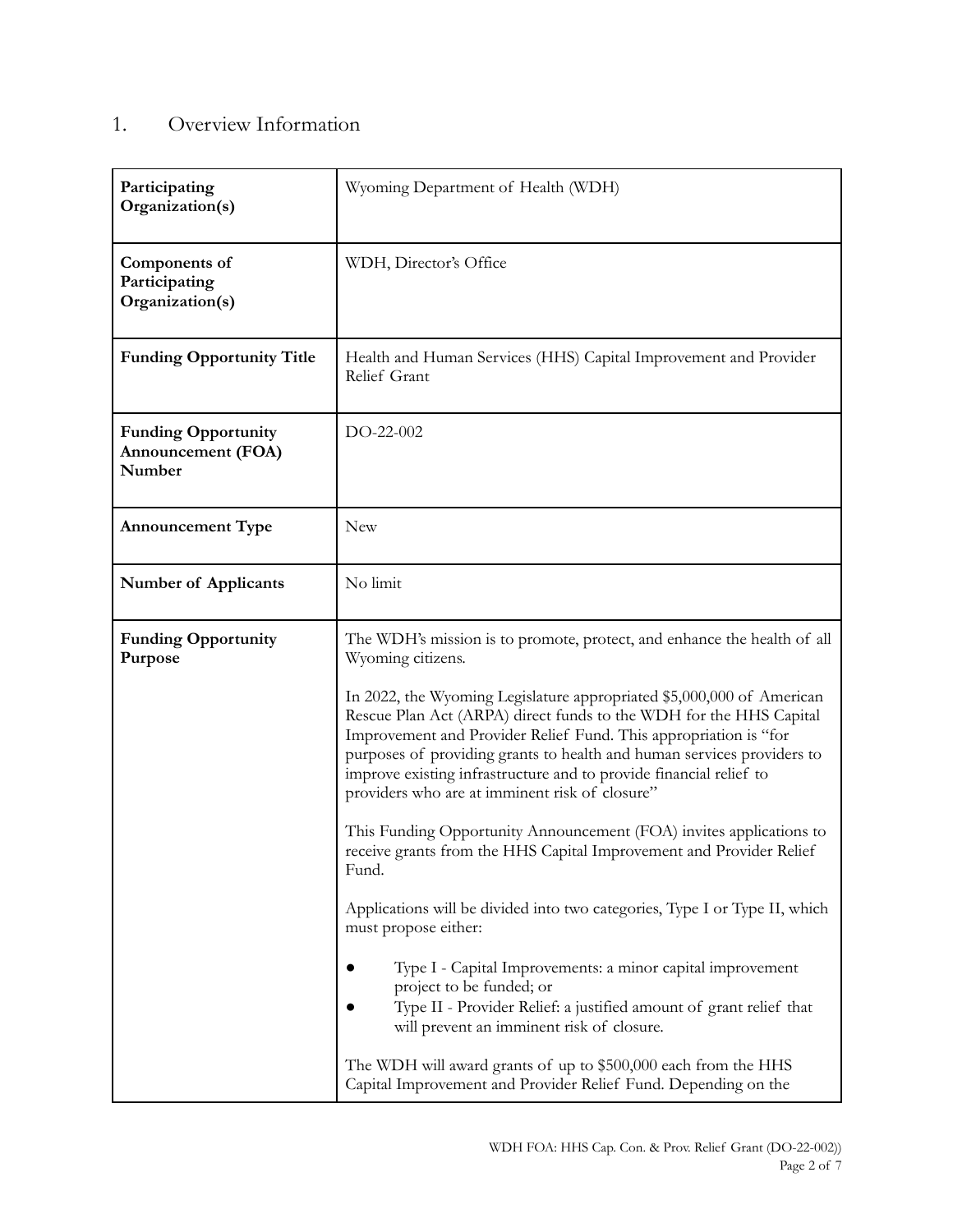## 1. Overview Information

| | |
|---|---|
| **Participating Organization(s)** | Wyoming Department of Health (WDH) |
| **Components of Participating Organization(s)** | WDH, Director's Office |
| **Funding Opportunity Title** | Health and Human Services (HHS) Capital Improvement and Provider Relief Grant |
| **Funding Opportunity Announcement (FOA) Number** | DO-22-002 |
| **Announcement Type** | New |
| **Number of Applicants** | No limit |
| **Funding Opportunity Purpose** | The WDH's mission is to promote, protect, and enhance the health of all Wyoming citizens.<br><br>In 2022, the Wyoming Legislature appropriated $5,000,000 of American Rescue Plan Act (ARPA) direct funds to the WDH for the HHS Capital Improvement and Provider Relief Fund. This appropriation is "for purposes of providing grants to health and human services providers to improve existing infrastructure and to provide financial relief to providers who are at imminent risk of closure"<br><br>This Funding Opportunity Announcement (FOA) invites applications to receive grants from the HHS Capital Improvement and Provider Relief Fund.<br><br>Applications will be divided into two categories, Type I or Type II, which must propose either:<br><br>● Type I - Capital Improvements: a minor capital improvement project to be funded; or<br>● Type II - Provider Relief: a justified amount of grant relief that will prevent an imminent risk of closure.<br><br>The WDH will award grants of up to $500,000 each from the HHS Capital Improvement and Provider Relief Fund. Depending on the |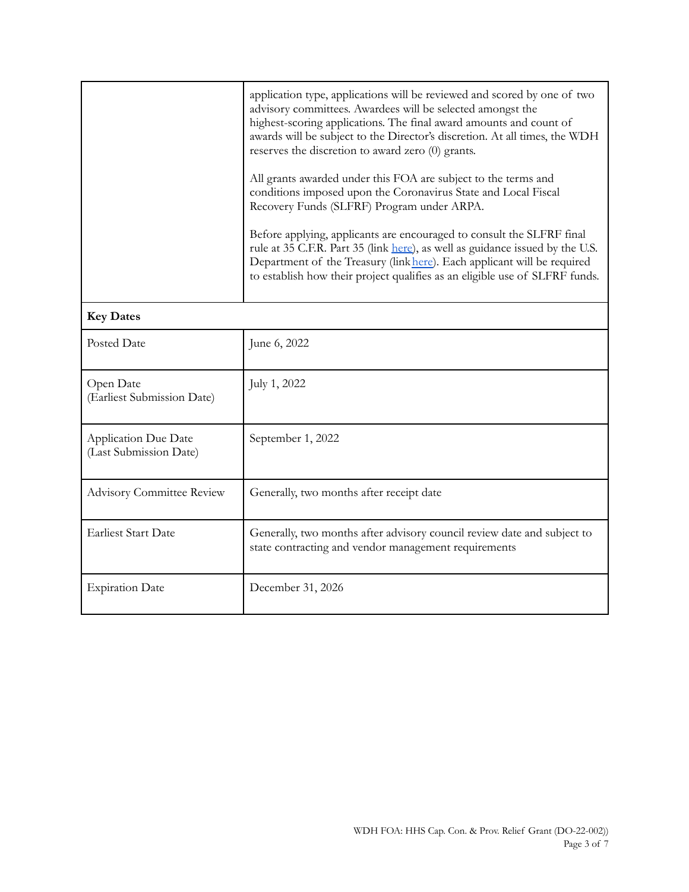| | |
|---|---|
| | application type, applications will be reviewed and scored by one of two advisory committees. Awardees will be selected amongst the highest-scoring applications. The final award amounts and count of awards will be subject to the Director's discretion. At all times, the WDH reserves the discretion to award zero (0) grants.<br><br>All grants awarded under this FOA are subject to the terms and conditions imposed upon the Coronavirus State and Local Fiscal Recovery Funds (SLFRF) Program under ARPA.<br><br>Before applying, applicants are encouraged to consult the SLFRF final rule at 35 C.F.R. Part 35 (link [here](#)), as well as guidance issued by the U.S. Department of the Treasury (link [here](#)). Each applicant will be required to establish how their project qualifies as an eligible use of SLFRF funds. |
| **Key Dates** | |
| Posted Date | June 6, 2022 |
| Open Date<br>(Earliest Submission Date) | July 1, 2022 |
| Application Due Date<br>(Last Submission Date) | September 1, 2022 |
| Advisory Committee Review | Generally, two months after receipt date |
| Earliest Start Date | Generally, two months after advisory council review date and subject to state contracting and vendor management requirements |
| Expiration Date | December 31, 2026 |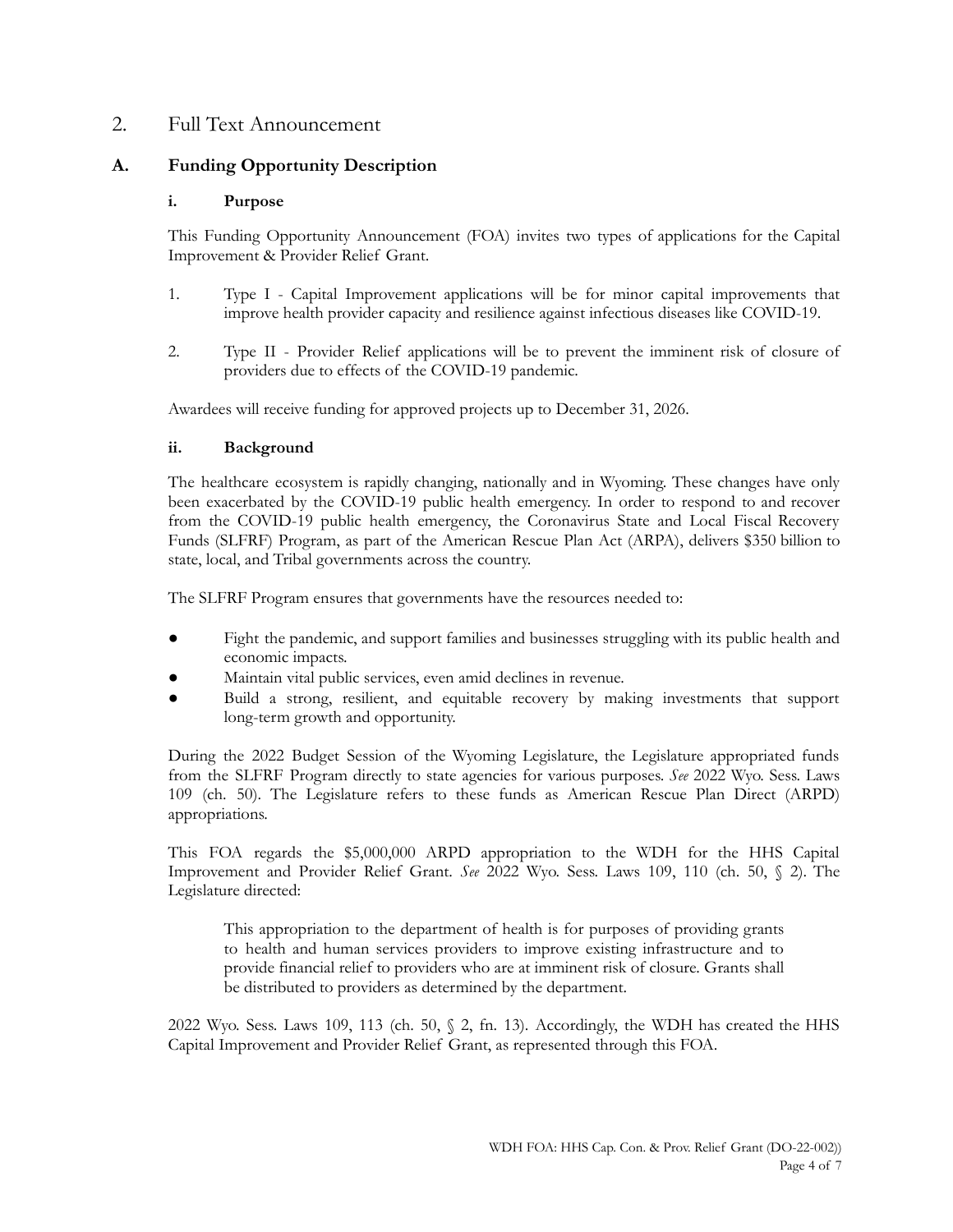## 2. Full Text Announcement

### A. Funding Opportunity Description

#### i. Purpose

This Funding Opportunity Announcement (FOA) invites two types of applications for the Capital Improvement & Provider Relief Grant.

1. Type I - Capital Improvement applications will be for minor capital improvements that improve health provider capacity and resilience against infectious diseases like COVID-19.

2. Type II - Provider Relief applications will be to prevent the imminent risk of closure of providers due to effects of the COVID-19 pandemic.

Awardees will receive funding for approved projects up to December 31, 2026.

#### ii. Background

The healthcare ecosystem is rapidly changing, nationally and in Wyoming. These changes have only been exacerbated by the COVID-19 public health emergency. In order to respond to and recover from the COVID-19 public health emergency, the Coronavirus State and Local Fiscal Recovery Funds (SLFRF) Program, as part of the American Rescue Plan Act (ARPA), delivers $350 billion to state, local, and Tribal governments across the country.

The SLFRF Program ensures that governments have the resources needed to:

- Fight the pandemic, and support families and businesses struggling with its public health and economic impacts.
- Maintain vital public services, even amid declines in revenue.
- Build a strong, resilient, and equitable recovery by making investments that support long-term growth and opportunity.

During the 2022 Budget Session of the Wyoming Legislature, the Legislature appropriated funds from the SLFRF Program directly to state agencies for various purposes. *See* 2022 Wyo. Sess. Laws 109 (ch. 50). The Legislature refers to these funds as American Rescue Plan Direct (ARPD) appropriations.

This FOA regards the $5,000,000 ARPD appropriation to the WDH for the HHS Capital Improvement and Provider Relief Grant. *See* 2022 Wyo. Sess. Laws 109, 110 (ch. 50, § 2). The Legislature directed:

> This appropriation to the department of health is for purposes of providing grants to health and human services providers to improve existing infrastructure and to provide financial relief to providers who are at imminent risk of closure. Grants shall be distributed to providers as determined by the department.

2022 Wyo. Sess. Laws 109, 113 (ch. 50, § 2, fn. 13). Accordingly, the WDH has created the HHS Capital Improvement and Provider Relief Grant, as represented through this FOA.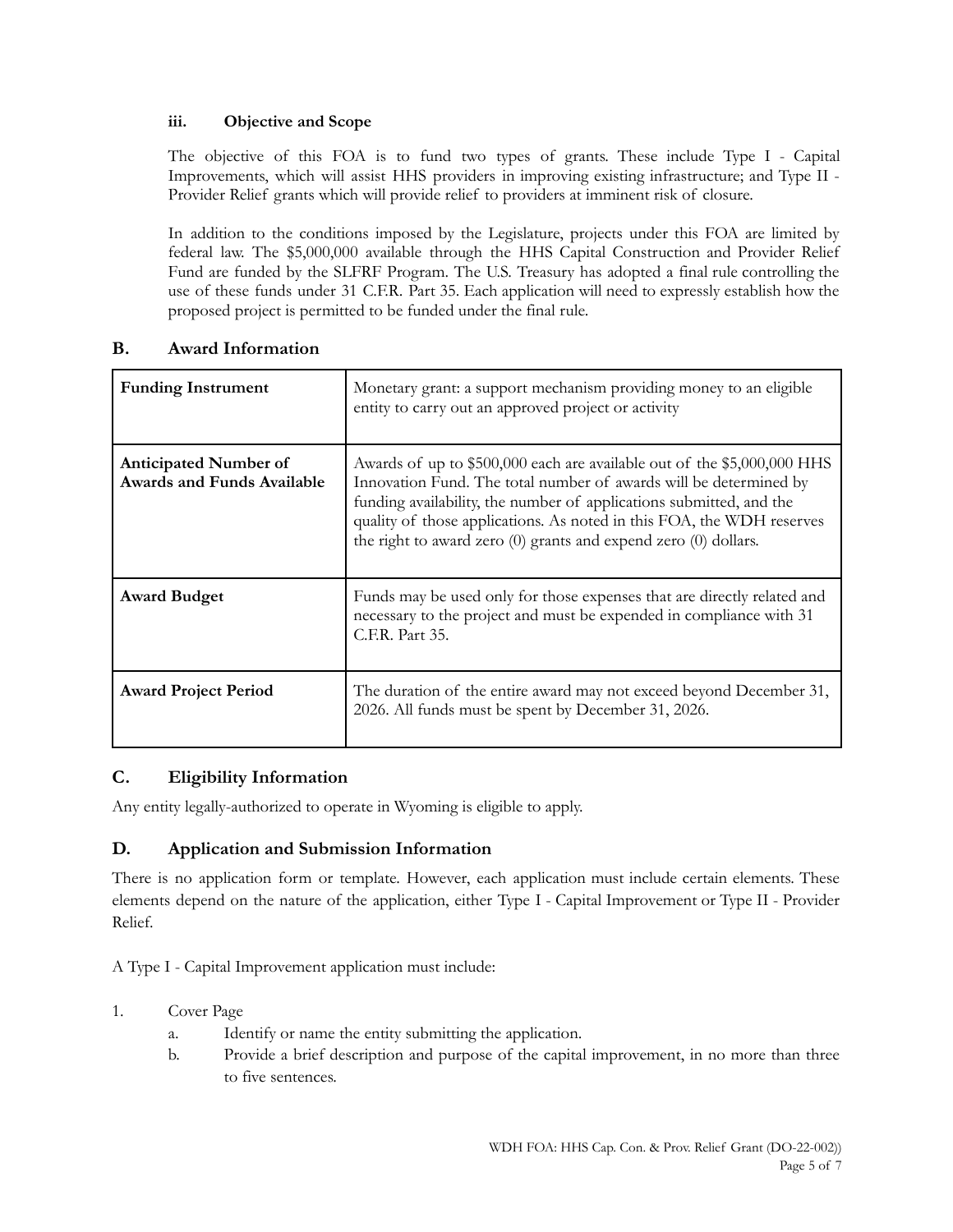### iii. Objective and Scope

The objective of this FOA is to fund two types of grants. These include Type I - Capital Improvements, which will assist HHS providers in improving existing infrastructure; and Type II - Provider Relief grants which will provide relief to providers at imminent risk of closure.

In addition to the conditions imposed by the Legislature, projects under this FOA are limited by federal law. The $5,000,000 available through the HHS Capital Construction and Provider Relief Fund are funded by the SLFRF Program. The U.S. Treasury has adopted a final rule controlling the use of these funds under 31 C.F.R. Part 35. Each application will need to expressly establish how the proposed project is permitted to be funded under the final rule.

## B. Award Information

| **Funding Instrument** | Monetary grant: a support mechanism providing money to an eligible entity to carry out an approved project or activity |
|---|---|
| **Anticipated Number of Awards and Funds Available** | Awards of up to $500,000 each are available out of the $5,000,000 HHS Innovation Fund. The total number of awards will be determined by funding availability, the number of applications submitted, and the quality of those applications. As noted in this FOA, the WDH reserves the right to award zero (0) grants and expend zero (0) dollars. |
| **Award Budget** | Funds may be used only for those expenses that are directly related and necessary to the project and must be expended in compliance with 31 C.F.R. Part 35. |
| **Award Project Period** | The duration of the entire award may not exceed beyond December 31, 2026. All funds must be spent by December 31, 2026. |

## C. Eligibility Information

Any entity legally-authorized to operate in Wyoming is eligible to apply.

## D. Application and Submission Information

There is no application form or template. However, each application must include certain elements. These elements depend on the nature of the application, either Type I - Capital Improvement or Type II - Provider Relief.

A Type I - Capital Improvement application must include:

1. Cover Page
   a. Identify or name the entity submitting the application.
   b. Provide a brief description and purpose of the capital improvement, in no more than three to five sentences.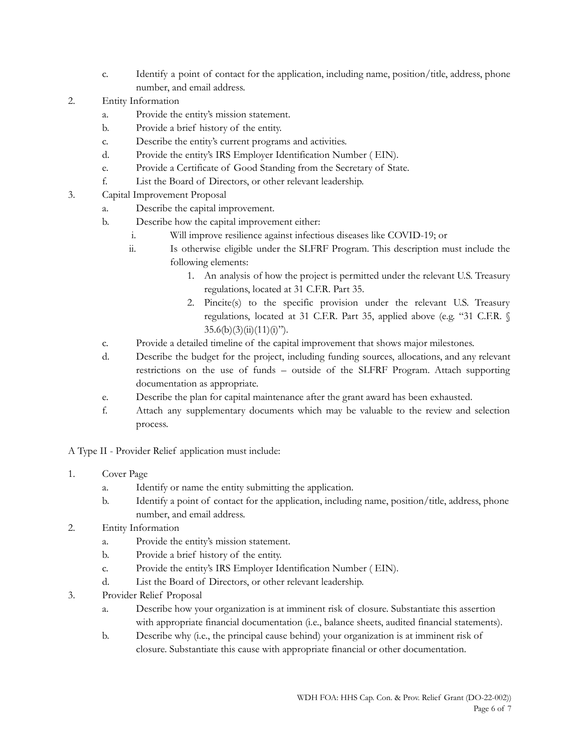c. Identify a point of contact for the application, including name, position/title, address, phone number, and email address.

2. Entity Information
   a. Provide the entity's mission statement.
   b. Provide a brief history of the entity.
   c. Describe the entity's current programs and activities.
   d. Provide the entity's IRS Employer Identification Number ( EIN).
   e. Provide a Certificate of Good Standing from the Secretary of State.
   f. List the Board of Directors, or other relevant leadership.

3. Capital Improvement Proposal
   a. Describe the capital improvement.
   b. Describe how the capital improvement either:
      i. Will improve resilience against infectious diseases like COVID-19; or
      ii. Is otherwise eligible under the SLFRF Program. This description must include the following elements:
         1. An analysis of how the project is permitted under the relevant U.S. Treasury regulations, located at 31 C.F.R. Part 35.
         2. Pincite(s) to the specific provision under the relevant U.S. Treasury regulations, located at 31 C.F.R. Part 35, applied above (e.g. "31 C.F.R. § 35.6(b)(3)(ii)(11)(i)").
   c. Provide a detailed timeline of the capital improvement that shows major milestones.
   d. Describe the budget for the project, including funding sources, allocations, and any relevant restrictions on the use of funds – outside of the SLFRF Program. Attach supporting documentation as appropriate.
   e. Describe the plan for capital maintenance after the grant award has been exhausted.
   f. Attach any supplementary documents which may be valuable to the review and selection process.

A Type II - Provider Relief application must include:

1. Cover Page
   a. Identify or name the entity submitting the application.
   b. Identify a point of contact for the application, including name, position/title, address, phone number, and email address.

2. Entity Information
   a. Provide the entity's mission statement.
   b. Provide a brief history of the entity.
   c. Provide the entity's IRS Employer Identification Number ( EIN).
   d. List the Board of Directors, or other relevant leadership.

3. Provider Relief Proposal
   a. Describe how your organization is at imminent risk of closure. Substantiate this assertion with appropriate financial documentation (i.e., balance sheets, audited financial statements).
   b. Describe why (i.e., the principal cause behind) your organization is at imminent risk of closure. Substantiate this cause with appropriate financial or other documentation.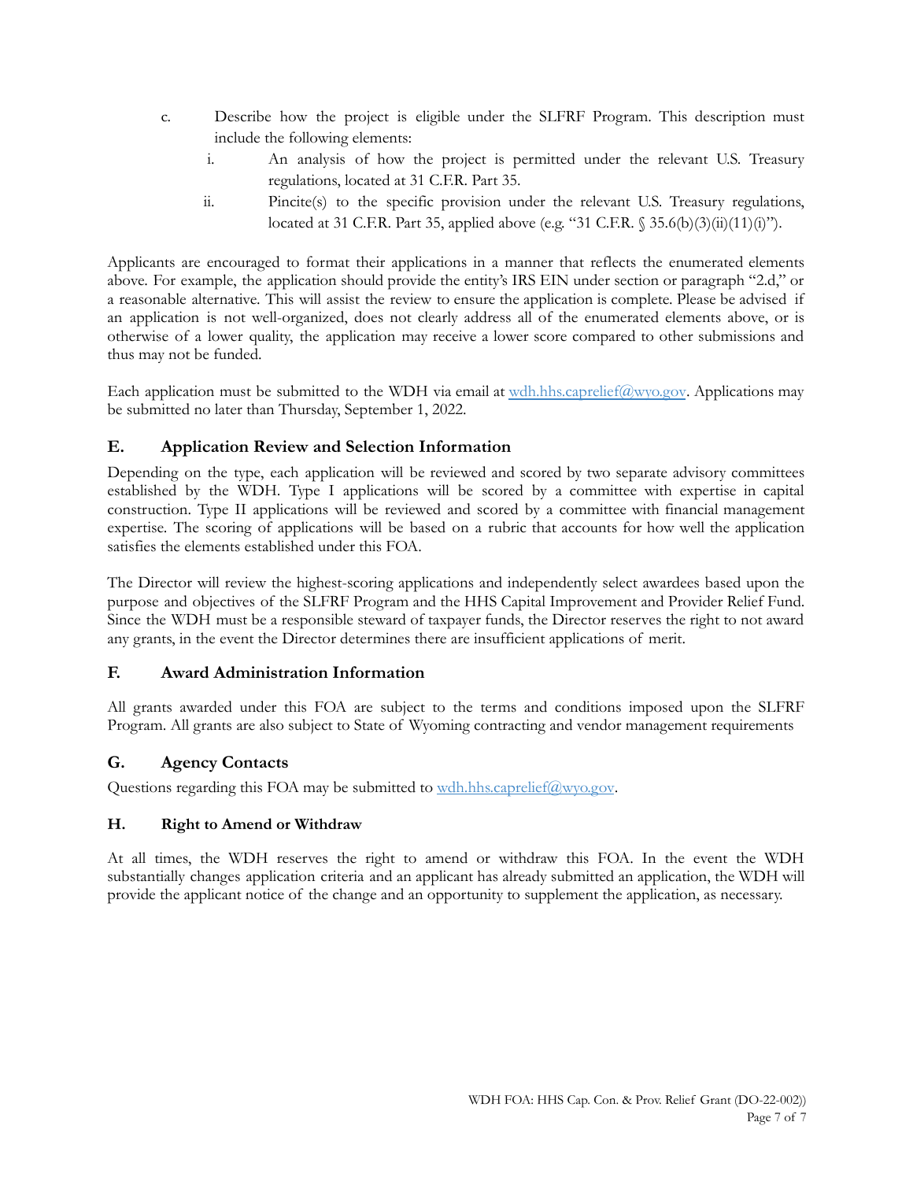c. Describe how the project is eligible under the SLFRF Program. This description must include the following elements:
   i. An analysis of how the project is permitted under the relevant U.S. Treasury regulations, located at 31 C.F.R. Part 35.
   ii. Pincite(s) to the specific provision under the relevant U.S. Treasury regulations, located at 31 C.F.R. Part 35, applied above (e.g. "31 C.F.R. § 35.6(b)(3)(ii)(11)(i)").

Applicants are encouraged to format their applications in a manner that reflects the enumerated elements above. For example, the application should provide the entity's IRS EIN under section or paragraph "2.d," or a reasonable alternative. This will assist the review to ensure the application is complete. Please be advised if an application is not well-organized, does not clearly address all of the enumerated elements above, or is otherwise of a lower quality, the application may receive a lower score compared to other submissions and thus may not be funded.

Each application must be submitted to the WDH via email at wdh.hhs.caprelief@wyo.gov. Applications may be submitted no later than Thursday, September 1, 2022.

## E. Application Review and Selection Information

Depending on the type, each application will be reviewed and scored by two separate advisory committees established by the WDH. Type I applications will be scored by a committee with expertise in capital construction. Type II applications will be reviewed and scored by a committee with financial management expertise. The scoring of applications will be based on a rubric that accounts for how well the application satisfies the elements established under this FOA.

The Director will review the highest-scoring applications and independently select awardees based upon the purpose and objectives of the SLFRF Program and the HHS Capital Improvement and Provider Relief Fund. Since the WDH must be a responsible steward of taxpayer funds, the Director reserves the right to not award any grants, in the event the Director determines there are insufficient applications of merit.

## F. Award Administration Information

All grants awarded under this FOA are subject to the terms and conditions imposed upon the SLFRF Program. All grants are also subject to State of Wyoming contracting and vendor management requirements

## G. Agency Contacts

Questions regarding this FOA may be submitted to wdh.hhs.caprelief@wyo.gov.

### H. Right to Amend or Withdraw

At all times, the WDH reserves the right to amend or withdraw this FOA. In the event the WDH substantially changes application criteria and an applicant has already submitted an application, the WDH will provide the applicant notice of the change and an opportunity to supplement the application, as necessary.